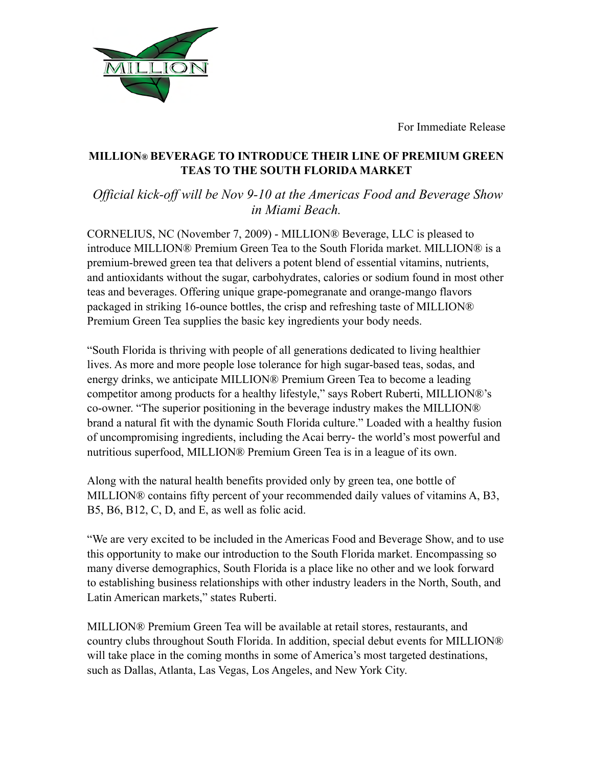For Immediate Release

**MILLION® BEVERAGE TO INTRODUCE THEIR LINE OF PREMIUM GREEN TEAS TO THE SOUTH FLORIDA MARKET**

*Official kick-off will be Nov 9-10 at the Americas Food and Beverage Show in Miami Beach.*

CORNELIUS, NC (November 7, 2009) - MILLION® Beverage, LLC is pleased to introduce MILLION® Premium Green Tea to the South Florida market. MILLION® is a premium-brewed green tea that delivers a potent blend of essential vitamins, nutrients, and antioxidants without the sugar, carbohydrates, calories or sodium found in most other teas and beverages. Offering unique grape-pomegranate and orange-mango flavors packaged in striking 16-ounce bottles, the crisp and refreshing taste of MILLION® Premium Green Tea supplies the basic key ingredients your body needs.

"South Florida is thriving with people of all generations dedicated to living healthier lives. As more and more people lose tolerance for high sugar-based teas, sodas, and energy drinks, we anticipate MILLION® Premium Green Tea to become a leading competitor among products for a healthy lifestyle," says Robert Ruberti, MILLION®'s co-owner. "The superior positioning in the beverage industry makes the MILLION® brand a natural fit with the dynamic South Florida culture." Loaded with a healthy fusion of uncompromising ingredients, including the Acai berry- the world's most powerful and nutritious superfood, MILLION® Premium Green Tea is in a league of its own.

Along with the natural health benefits provided only by green tea, one bottle of MILLION® contains fifty percent of your recommended daily values of vitamins A, B3, B5, B6, B12, C, D, and E, as well as folic acid.

"We are very excited to be included in the Americas Food and Beverage Show, and to use this opportunity to make our introduction to the South Florida market. Encompassing so many diverse demographics, South Florida is a place like no other and we look forward to establishing business relationships with other industry leaders in the North, South, and Latin American markets," states Ruberti.

MILLION® Premium Green Tea will be available at retail stores, restaurants, and country clubs throughout South Florida. In addition, special debut events for MILLION® will take place in the coming months in some of America's most targeted destinations, such as Dallas, Atlanta, Las Vegas, Los Angeles, and New York City.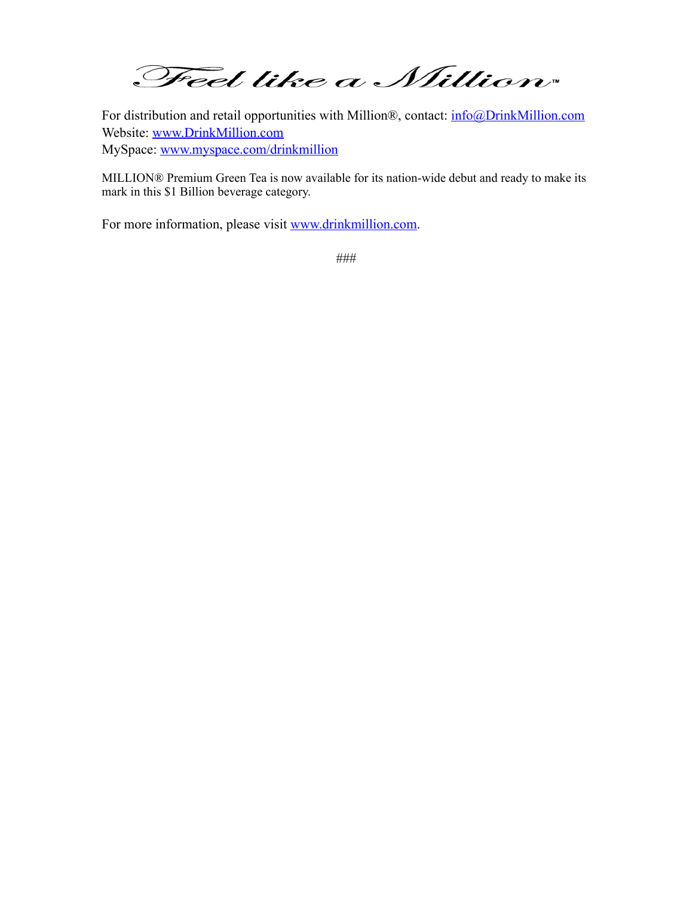*Feel like a Million*™

For distribution and retail opportunities with Million®, contact: info@DrinkMillion.com
Website: www.DrinkMillion.com
MySpace: www.myspace.com/drinkmillion

MILLION® Premium Green Tea is now available for its nation-wide debut and ready to make its mark in this $1 Billion beverage category.

For more information, please visit www.drinkmillion.com.

###